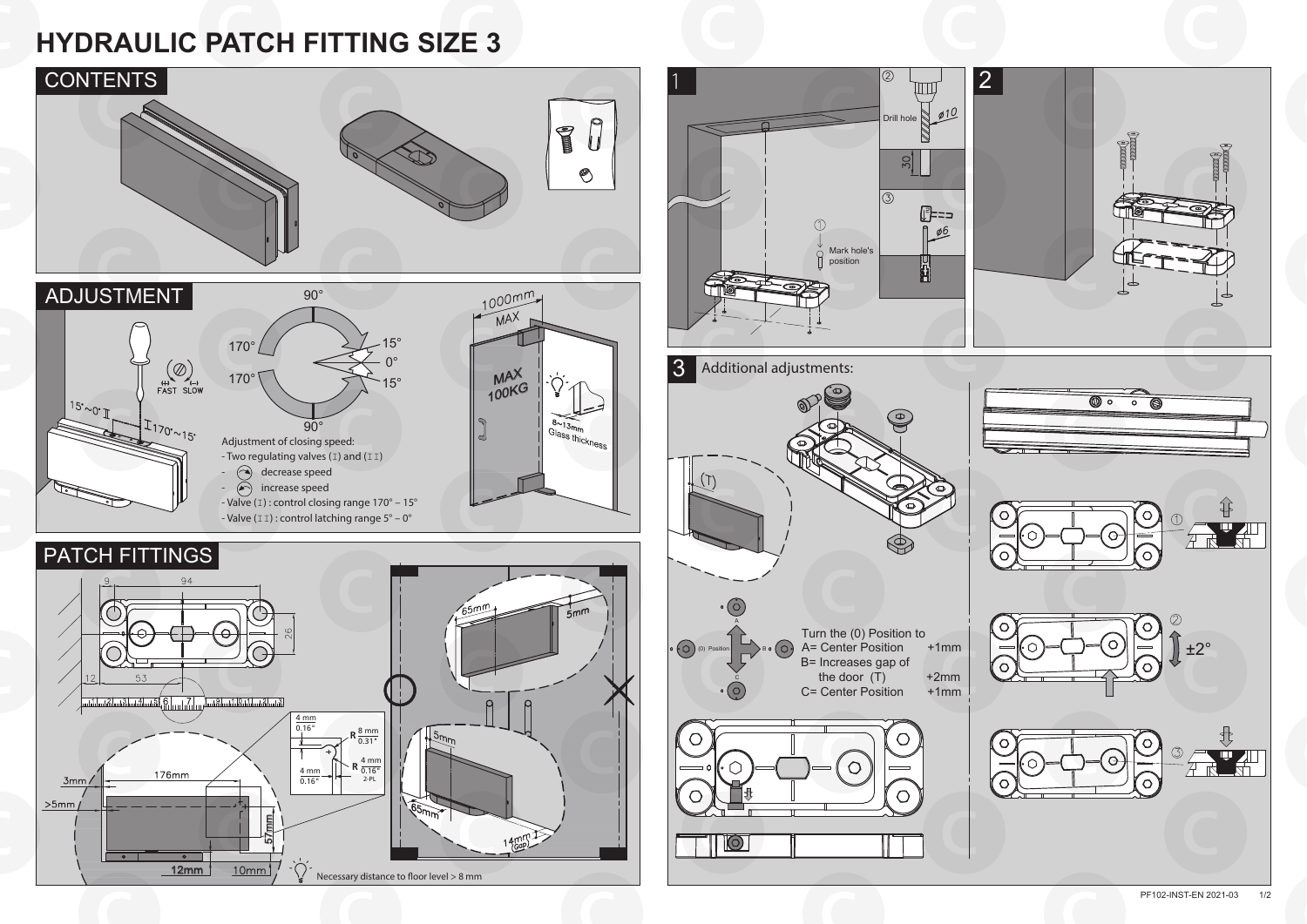# HYDRAULIC PATCH FITTING SIZE 3

## CONTENTS

## ADJUSTMENT

90°

170° 15° 0° 170° 15°

90°

FAST SLOW

15°~0° II

I 170°~15°

Adjustment of closing speed:

- Two regulating valves (I) and (II)
- decrease speed
- increase speed
- Valve (I) : control closing range 170° – 15°
- Valve (II) : control latching range 5° – 0°

1000mm MAX

MAX 100KG

8~13mm Glass thickness

## PATCH FITTINGS

9 94

26

12 53

4 mm 0.16"

R 8 mm 0.31"

4 mm 0.16"

R 4 mm 0.16" 2-PL

3mm 176mm

>5mm

57mm

12mm 10mm

Necessary distance to floor level > 8 mm

65mm 5mm

5mm

65mm

14mm (Gap)

## 1

Drill hole ø10

30

ø6

Mark hole's position

## 2

## 3

Additional adjustments:

(T)

(0) Position

A B C

Turn the (0) Position to

| | |
|---|---|
| A= Center Position | +1mm |
| B= Increases gap of the door (T) | +2mm |
| C= Center Position | +1mm |

±2°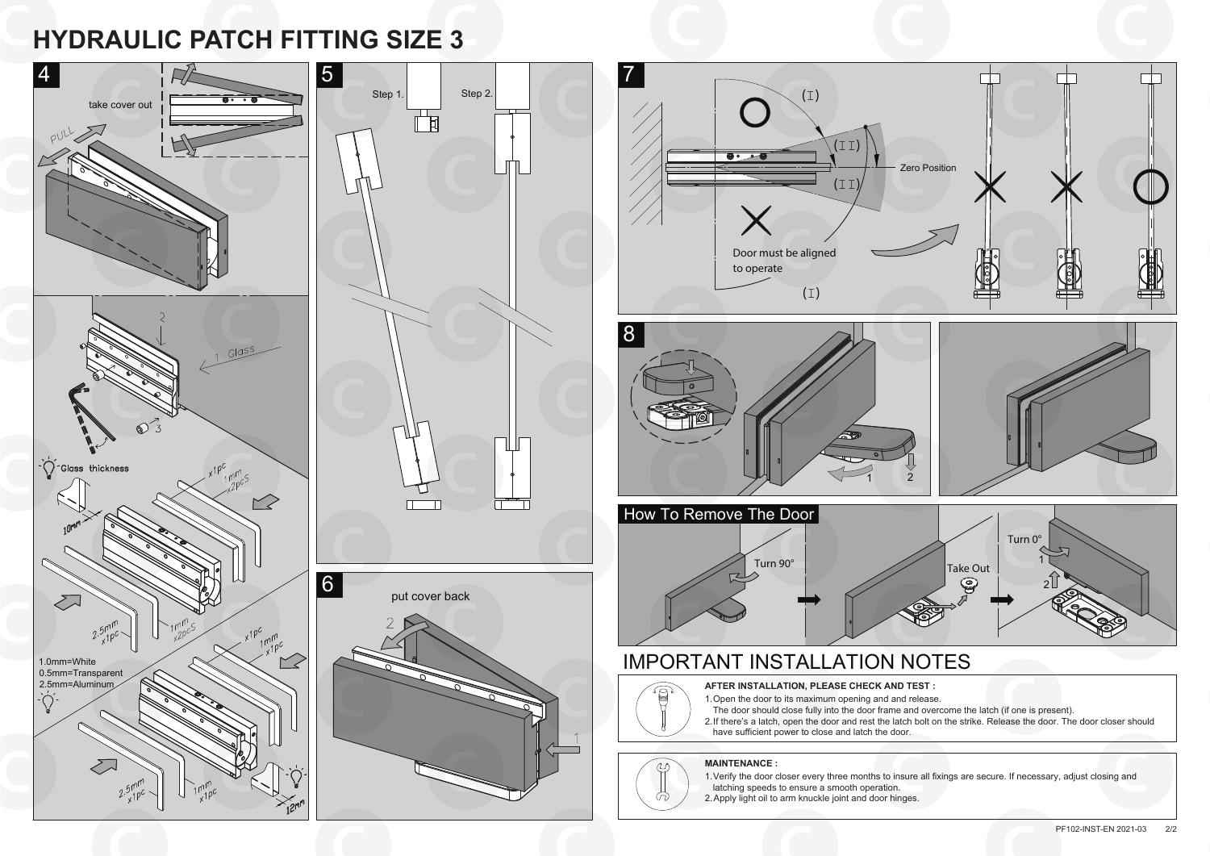# HYDRAULIC PATCH FITTING SIZE 3

4

take cover out

PULL

2

1 Glass

3

Glass thickness

x1pc

1mm x2pcs

10mm

2.5mm x1pc

1mm x2pcs

x1pc

1mm x1pc

1.0mm=White
0.5mm=Transparent
2.5mm=Aluminum

2.5mm x1pc

1mm x1pc

12mm

5

Step 1.

Step 2.

6

put cover back

2

1

7

(I)

(II)

(II)

Zero Position

Door must be aligned to operate

(I)

8

1

2

## How To Remove The Door

Turn 90°

Take Out

Turn 0°

1

2

## IMPORTANT INSTALLATION NOTES

**AFTER INSTALLATION, PLEASE CHECK AND TEST :**

1. Open the door to its maximum opening and and release.
   The door should close fully into the door frame and overcome the latch (if one is present).
2. If there's a latch, open the door and rest the latch bolt on the strike. Release the door. The door closer should have sufficient power to close and latch the door.

**MAINTENANCE :**

1. Verify the door closer every three months to insure all fixings are secure. If necessary, adjust closing and latching speeds to ensure a smooth operation.
2. Apply light oil to arm knuckle joint and door hinges.

PF102-INST-EN 2021-03